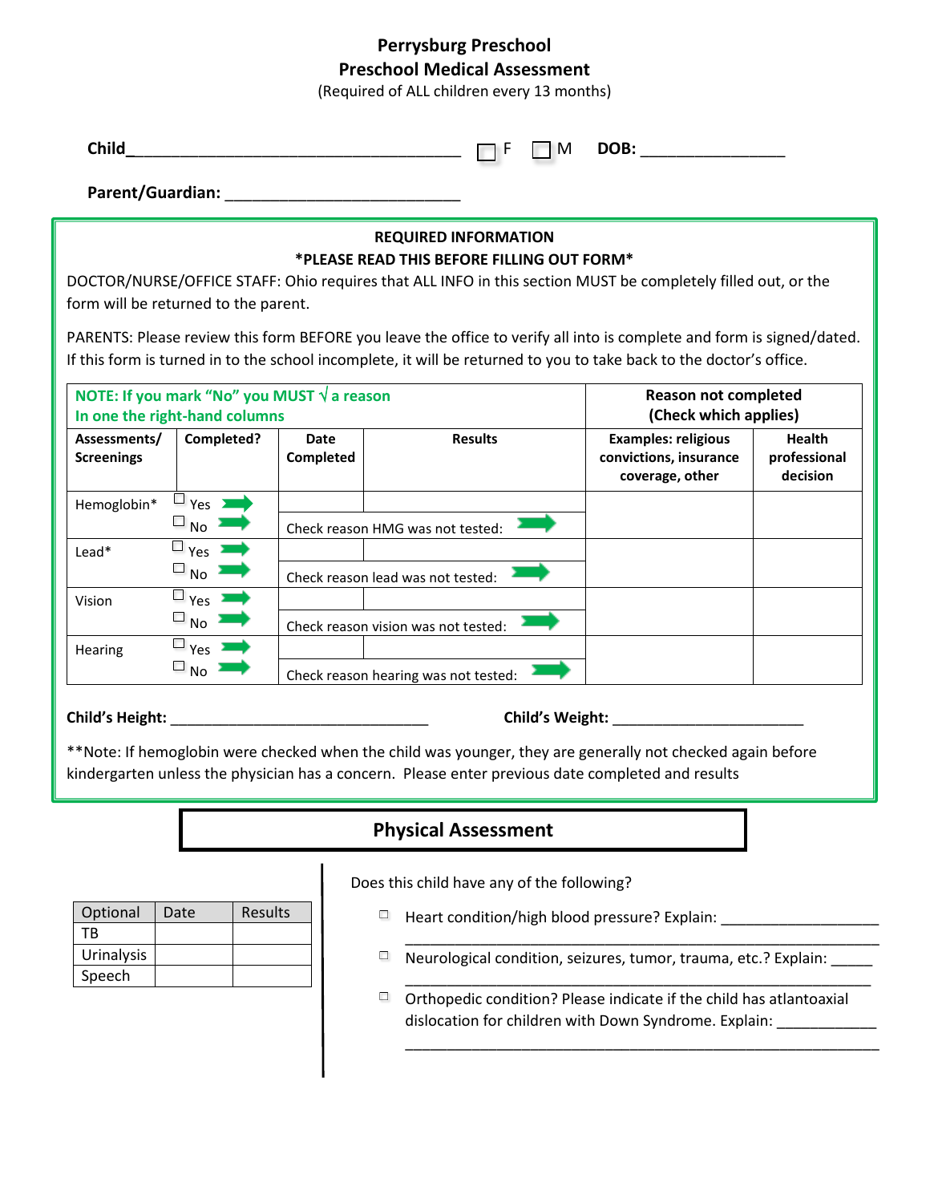# Perrysburg Preschool
## Preschool Medical Assessment
(Required of ALL children every 13 months)

**Child**______________________________________ ☐ F ☐ M **DOB:** ________________

**Parent/Guardian:** __________________________

**REQUIRED INFORMATION**

***PLEASE READ THIS BEFORE FILLING OUT FORM***

DOCTOR/NURSE/OFFICE STAFF: Ohio requires that ALL INFO in this section MUST be completely filled out, or the form will be returned to the parent.

PARENTS: Please review this form BEFORE you leave the office to verify all into is complete and form is signed/dated. If this form is turned in to the school incomplete, it will be returned to you to take back to the doctor's office.

| **NOTE: If you mark "No" you MUST √ a reason In one the right-hand columns** | | | | **Reason not completed (Check which applies)** | |
|---|---|---|---|---|---|
| **Assessments/ Screenings** | **Completed?** | **Date Completed** | **Results** | **Examples: religious convictions, insurance coverage, other** | **Health professional decision** |
| Hemoglobin* | ☐ Yes ➡ | | | | |
| | ☐ No ➡ | Check reason HMG was not tested: ➡ | | | |
| Lead* | ☐ Yes ➡ | | | | |
| | ☐ No ➡ | Check reason lead was not tested: ➡ | | | |
| Vision | ☐ Yes ➡ | | | | |
| | ☐ No ➡ | Check reason vision was not tested: ➡ | | | |
| Hearing | ☐ Yes ➡ | | | | |
| | ☐ No ➡ | Check reason hearing was not tested: ➡ | | | |

**Child's Height:** ______________________________ **Child's Weight:** ______________________

**Note: If hemoglobin were checked when the child was younger, they are generally not checked again before kindergarten unless the physician has a concern. Please enter previous date completed and results

## Physical Assessment

| Optional | Date | Results |
|---|---|---|
| TB | | |
| Urinalysis | | |
| Speech | | |

Does this child have any of the following?

- ☐ Heart condition/high blood pressure? Explain: ___________________
  ________________________________________________________
- ☐ Neurological condition, seizures, tumor, trauma, etc.? Explain: _____
  ________________________________________________________
- ☐ Orthopedic condition? Please indicate if the child has atlantoaxial dislocation for children with Down Syndrome. Explain: ____________
  ________________________________________________________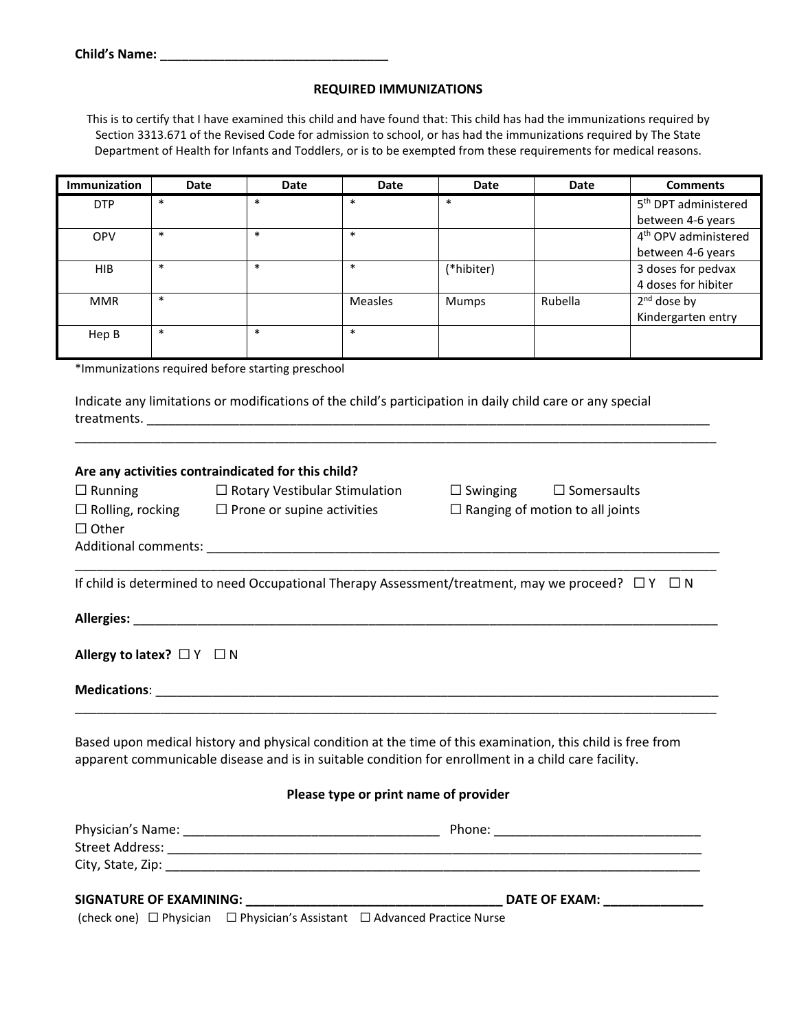**Child's Name: \_\_\_\_\_\_\_\_\_\_\_\_\_\_\_\_\_\_\_\_\_\_\_\_\_\_\_\_\_\_\_\_**

## REQUIRED IMMUNIZATIONS

This is to certify that I have examined this child and have found that: This child has had the immunizations required by Section 3313.671 of the Revised Code for admission to school, or has had the immunizations required by The State Department of Health for Infants and Toddlers, or is to be exempted from these requirements for medical reasons.

| Immunization | Date | Date | Date | Date | Date | Comments |
|---|---|---|---|---|---|---|
| DTP | * | * | * | * | | 5th DPT administered between 4-6 years |
| OPV | * | * | * | | | 4th OPV administered between 4-6 years |
| HIB | * | * | * | (*hibiter) | | 3 doses for pedvax 4 doses for hibiter |
| MMR | * | | Measles | Mumps | Rubella | 2nd dose by Kindergarten entry |
| Hep B | * | * | * | | | |

*Immunizations required before starting preschool

Indicate any limitations or modifications of the child's participation in daily child care or any special treatments. \_\_\_\_\_\_\_\_\_\_\_\_\_\_\_\_\_\_\_\_\_\_\_\_\_\_\_\_\_\_\_\_\_\_\_\_\_\_\_\_\_\_\_\_\_\_\_\_\_\_\_\_\_\_\_\_\_\_\_\_\_\_\_\_\_\_\_\_\_\_\_\_\_\_\_\_\_\_\_\_

\_\_\_\_\_\_\_\_\_\_\_\_\_\_\_\_\_\_\_\_\_\_\_\_\_\_\_\_\_\_\_\_\_\_\_\_\_\_\_\_\_\_\_\_\_\_\_\_\_\_\_\_\_\_\_\_\_\_\_\_\_\_\_\_\_\_\_\_\_\_\_\_\_\_\_\_\_\_\_\_\_\_\_\_\_\_\_\_\_\_\_\_

**Are any activities contraindicated for this child?**

☐ Running ☐ Rotary Vestibular Stimulation ☐ Swinging ☐ Somersaults
☐ Rolling, rocking ☐ Prone or supine activities ☐ Ranging of motion to all joints
☐ Other

Additional comments: \_\_\_\_\_\_\_\_\_\_\_\_\_\_\_\_\_\_\_\_\_\_\_\_\_\_\_\_\_\_\_\_\_\_\_\_\_\_\_\_\_\_\_\_\_\_\_\_\_\_\_\_\_\_\_\_\_\_\_\_\_\_\_\_\_\_\_\_\_\_\_\_

\_\_\_\_\_\_\_\_\_\_\_\_\_\_\_\_\_\_\_\_\_\_\_\_\_\_\_\_\_\_\_\_\_\_\_\_\_\_\_\_\_\_\_\_\_\_\_\_\_\_\_\_\_\_\_\_\_\_\_\_\_\_\_\_\_\_\_\_\_\_\_\_\_\_\_\_\_\_\_\_\_\_\_\_\_\_\_\_\_\_\_\_

If child is determined to need Occupational Therapy Assessment/treatment, may we proceed? ☐ Y ☐ N

**Allergies:** \_\_\_\_\_\_\_\_\_\_\_\_\_\_\_\_\_\_\_\_\_\_\_\_\_\_\_\_\_\_\_\_\_\_\_\_\_\_\_\_\_\_\_\_\_\_\_\_\_\_\_\_\_\_\_\_\_\_\_\_\_\_\_\_\_\_\_\_\_\_\_\_\_\_\_\_\_\_\_\_\_\_

**Allergy to latex?** ☐ Y ☐ N

**Medications**: \_\_\_\_\_\_\_\_\_\_\_\_\_\_\_\_\_\_\_\_\_\_\_\_\_\_\_\_\_\_\_\_\_\_\_\_\_\_\_\_\_\_\_\_\_\_\_\_\_\_\_\_\_\_\_\_\_\_\_\_\_\_\_\_\_\_\_\_\_\_\_\_\_\_\_\_\_\_\_\_

\_\_\_\_\_\_\_\_\_\_\_\_\_\_\_\_\_\_\_\_\_\_\_\_\_\_\_\_\_\_\_\_\_\_\_\_\_\_\_\_\_\_\_\_\_\_\_\_\_\_\_\_\_\_\_\_\_\_\_\_\_\_\_\_\_\_\_\_\_\_\_\_\_\_\_\_\_\_\_\_\_\_\_\_\_\_\_\_\_\_\_\_

Based upon medical history and physical condition at the time of this examination, this child is free from apparent communicable disease and is in suitable condition for enrollment in a child care facility.

**Please type or print name of provider**

Physician's Name: \_\_\_\_\_\_\_\_\_\_\_\_\_\_\_\_\_\_\_\_\_\_\_\_\_\_\_\_\_\_\_\_\_\_\_\_ Phone: \_\_\_\_\_\_\_\_\_\_\_\_\_\_\_\_\_\_\_\_\_\_\_\_\_\_\_\_\_\_

Street Address: \_\_\_\_\_\_\_\_\_\_\_\_\_\_\_\_\_\_\_\_\_\_\_\_\_\_\_\_\_\_\_\_\_\_\_\_\_\_\_\_\_\_\_\_\_\_\_\_\_\_\_\_\_\_\_\_\_\_\_\_\_\_\_\_\_\_\_\_\_\_\_\_\_\_\_\_\_\_\_\_

City, State, Zip: \_\_\_\_\_\_\_\_\_\_\_\_\_\_\_\_\_\_\_\_\_\_\_\_\_\_\_\_\_\_\_\_\_\_\_\_\_\_\_\_\_\_\_\_\_\_\_\_\_\_\_\_\_\_\_\_\_\_\_\_\_\_\_\_\_\_\_\_\_\_\_\_\_\_\_\_\_\_\_

**SIGNATURE OF EXAMINING: \_\_\_\_\_\_\_\_\_\_\_\_\_\_\_\_\_\_\_\_\_\_\_\_\_\_\_\_\_\_\_\_\_\_\_\_ DATE OF EXAM: \_\_\_\_\_\_\_\_\_\_\_\_\_\_**

(check one) ☐ Physician ☐ Physician's Assistant ☐ Advanced Practice Nurse